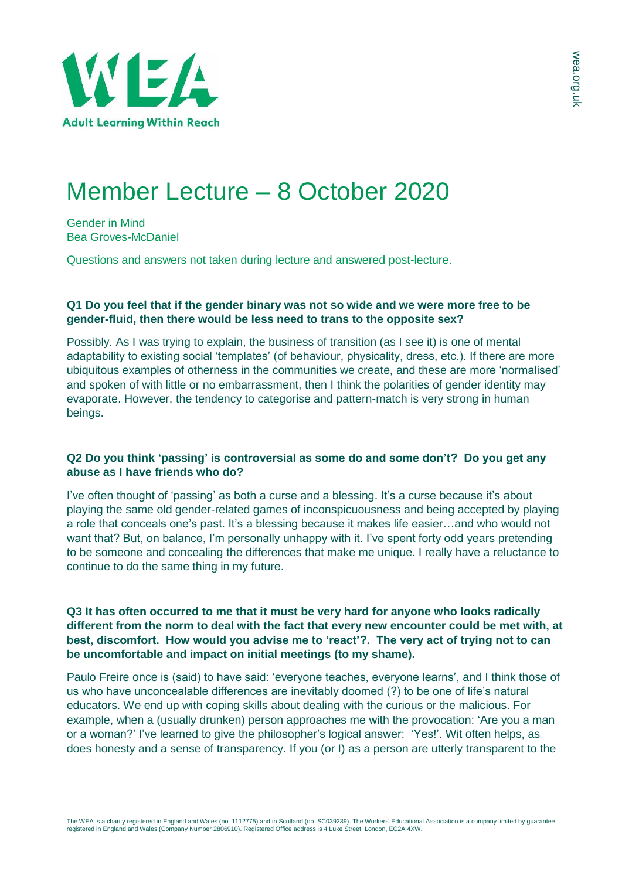WEA

Adult Learning Within Reach

# Member Lecture – 8 October 2020

Gender in Mind
Bea Groves-McDaniel

Questions and answers not taken during lecture and answered post-lecture.

**Q1 Do you feel that if the gender binary was not so wide and we were more free to be gender-fluid, then there would be less need to trans to the opposite sex?**

Possibly. As I was trying to explain, the business of transition (as I see it) is one of mental adaptability to existing social 'templates' (of behaviour, physicality, dress, etc.). If there are more ubiquitous examples of otherness in the communities we create, and these are more 'normalised' and spoken of with little or no embarrassment, then I think the polarities of gender identity may evaporate. However, the tendency to categorise and pattern-match is very strong in human beings.

**Q2 Do you think 'passing' is controversial as some do and some don't? Do you get any abuse as I have friends who do?**

I've often thought of 'passing' as both a curse and a blessing. It's a curse because it's about playing the same old gender-related games of inconspicuousness and being accepted by playing a role that conceals one's past. It's a blessing because it makes life easier…and who would not want that? But, on balance, I'm personally unhappy with it. I've spent forty odd years pretending to be someone and concealing the differences that make me unique. I really have a reluctance to continue to do the same thing in my future.

**Q3 It has often occurred to me that it must be very hard for anyone who looks radically different from the norm to deal with the fact that every new encounter could be met with, at best, discomfort. How would you advise me to 'react'?. The very act of trying not to can be uncomfortable and impact on initial meetings (to my shame).**

Paulo Freire once is (said) to have said: 'everyone teaches, everyone learns', and I think those of us who have unconcealable differences are inevitably doomed (?) to be one of life's natural educators. We end up with coping skills about dealing with the curious or the malicious. For example, when a (usually drunken) person approaches me with the provocation: 'Are you a man or a woman?' I've learned to give the philosopher's logical answer: 'Yes!'. Wit often helps, as does honesty and a sense of transparency. If you (or I) as a person are utterly transparent to the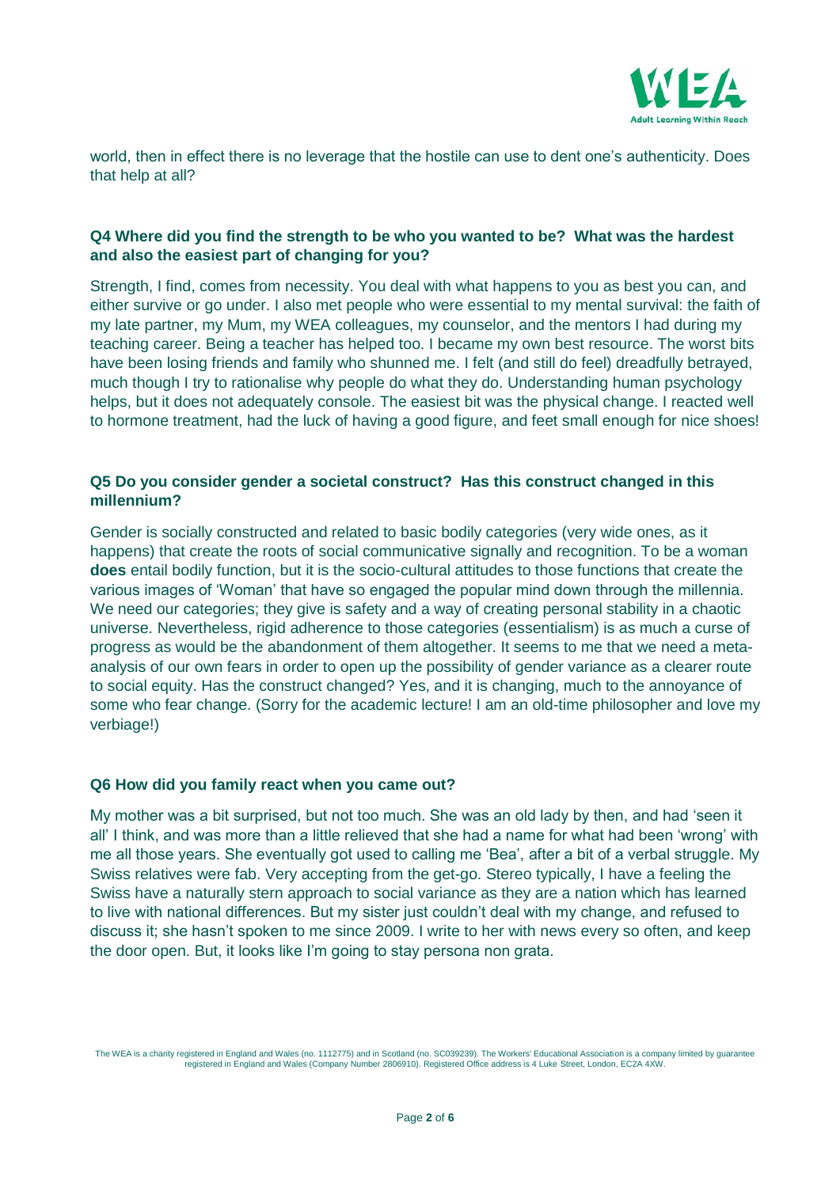world, then in effect there is no leverage that the hostile can use to dent one's authenticity. Does that help at all?

### Q4 Where did you find the strength to be who you wanted to be? What was the hardest and also the easiest part of changing for you?

Strength, I find, comes from necessity. You deal with what happens to you as best you can, and either survive or go under. I also met people who were essential to my mental survival: the faith of my late partner, my Mum, my WEA colleagues, my counselor, and the mentors I had during my teaching career. Being a teacher has helped too. I became my own best resource. The worst bits have been losing friends and family who shunned me. I felt (and still do feel) dreadfully betrayed, much though I try to rationalise why people do what they do. Understanding human psychology helps, but it does not adequately console. The easiest bit was the physical change. I reacted well to hormone treatment, had the luck of having a good figure, and feet small enough for nice shoes!

### Q5 Do you consider gender a societal construct? Has this construct changed in this millennium?

Gender is socially constructed and related to basic bodily categories (very wide ones, as it happens) that create the roots of social communicative signally and recognition. To be a woman **does** entail bodily function, but it is the socio-cultural attitudes to those functions that create the various images of 'Woman' that have so engaged the popular mind down through the millennia. We need our categories; they give is safety and a way of creating personal stability in a chaotic universe. Nevertheless, rigid adherence to those categories (essentialism) is as much a curse of progress as would be the abandonment of them altogether. It seems to me that we need a meta-analysis of our own fears in order to open up the possibility of gender variance as a clearer route to social equity. Has the construct changed? Yes, and it is changing, much to the annoyance of some who fear change. (Sorry for the academic lecture! I am an old-time philosopher and love my verbiage!)

### Q6 How did you family react when you came out?

My mother was a bit surprised, but not too much. She was an old lady by then, and had 'seen it all' I think, and was more than a little relieved that she had a name for what had been 'wrong' with me all those years. She eventually got used to calling me 'Bea', after a bit of a verbal struggle. My Swiss relatives were fab. Very accepting from the get-go. Stereo typically, I have a feeling the Swiss have a naturally stern approach to social variance as they are a nation which has learned to live with national differences. But my sister just couldn't deal with my change, and refused to discuss it; she hasn't spoken to me since 2009. I write to her with news every so often, and keep the door open. But, it looks like I'm going to stay persona non grata.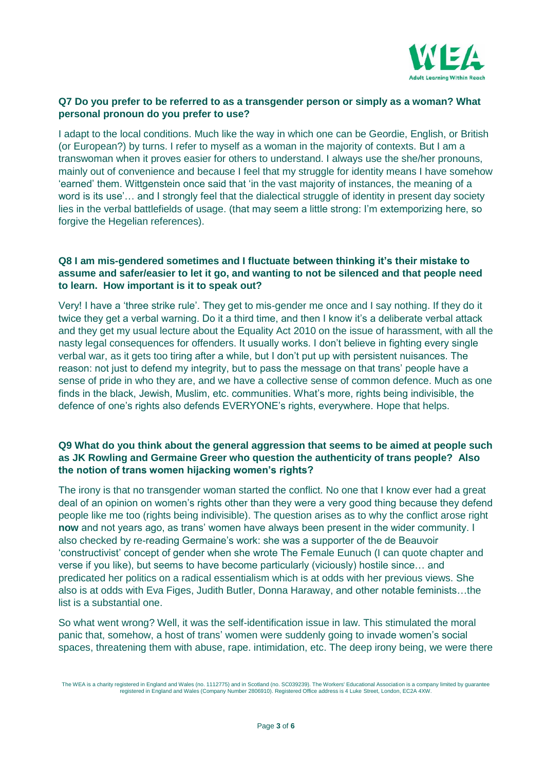**Q7 Do you prefer to be referred to as a transgender person or simply as a woman? What personal pronoun do you prefer to use?**

I adapt to the local conditions. Much like the way in which one can be Geordie, English, or British (or European?) by turns. I refer to myself as a woman in the majority of contexts. But I am a transwoman when it proves easier for others to understand. I always use the she/her pronouns, mainly out of convenience and because I feel that my struggle for identity means I have somehow 'earned' them. Wittgenstein once said that 'in the vast majority of instances, the meaning of a word is its use'… and I strongly feel that the dialectical struggle of identity in present day society lies in the verbal battlefields of usage. (that may seem a little strong: I'm extemporizing here, so forgive the Hegelian references).

**Q8 I am mis-gendered sometimes and I fluctuate between thinking it's their mistake to assume and safer/easier to let it go, and wanting to not be silenced and that people need to learn. How important is it to speak out?**

Very! I have a 'three strike rule'. They get to mis-gender me once and I say nothing. If they do it twice they get a verbal warning. Do it a third time, and then I know it's a deliberate verbal attack and they get my usual lecture about the Equality Act 2010 on the issue of harassment, with all the nasty legal consequences for offenders. It usually works. I don't believe in fighting every single verbal war, as it gets too tiring after a while, but I don't put up with persistent nuisances. The reason: not just to defend my integrity, but to pass the message on that trans' people have a sense of pride in who they are, and we have a collective sense of common defence. Much as one finds in the black, Jewish, Muslim, etc. communities. What's more, rights being indivisible, the defence of one's rights also defends EVERYONE's rights, everywhere. Hope that helps.

**Q9 What do you think about the general aggression that seems to be aimed at people such as JK Rowling and Germaine Greer who question the authenticity of trans people? Also the notion of trans women hijacking women's rights?**

The irony is that no transgender woman started the conflict. No one that I know ever had a great deal of an opinion on women's rights other than they were a very good thing because they defend people like me too (rights being indivisible). The question arises as to why the conflict arose right **now** and not years ago, as trans' women have always been present in the wider community. I also checked by re-reading Germaine's work: she was a supporter of the de Beauvoir 'constructivist' concept of gender when she wrote The Female Eunuch (I can quote chapter and verse if you like), but seems to have become particularly (viciously) hostile since… and predicated her politics on a radical essentialism which is at odds with her previous views. She also is at odds with Eva Figes, Judith Butler, Donna Haraway, and other notable feminists…the list is a substantial one.

So what went wrong? Well, it was the self-identification issue in law. This stimulated the moral panic that, somehow, a host of trans' women were suddenly going to invade women's social spaces, threatening them with abuse, rape. intimidation, etc. The deep irony being, we were there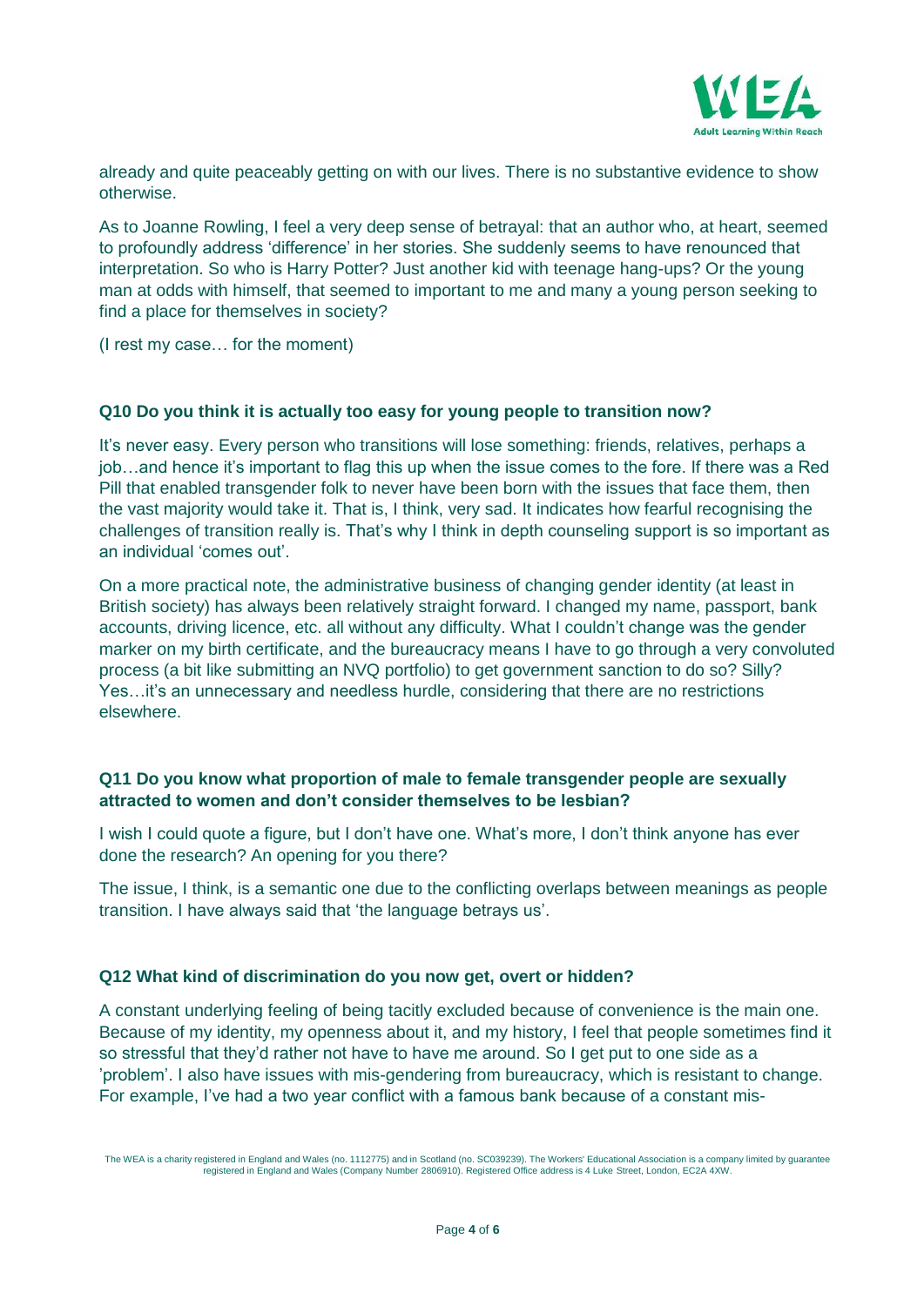already and quite peaceably getting on with our lives. There is no substantive evidence to show otherwise.

As to Joanne Rowling, I feel a very deep sense of betrayal: that an author who, at heart, seemed to profoundly address 'difference' in her stories. She suddenly seems to have renounced that interpretation. So who is Harry Potter? Just another kid with teenage hang-ups? Or the young man at odds with himself, that seemed to important to me and many a young person seeking to find a place for themselves in society?

(I rest my case… for the moment)

### Q10 Do you think it is actually too easy for young people to transition now?

It's never easy. Every person who transitions will lose something: friends, relatives, perhaps a job…and hence it's important to flag this up when the issue comes to the fore. If there was a Red Pill that enabled transgender folk to never have been born with the issues that face them, then the vast majority would take it. That is, I think, very sad. It indicates how fearful recognising the challenges of transition really is. That's why I think in depth counseling support is so important as an individual 'comes out'.

On a more practical note, the administrative business of changing gender identity (at least in British society) has always been relatively straight forward. I changed my name, passport, bank accounts, driving licence, etc. all without any difficulty. What I couldn't change was the gender marker on my birth certificate, and the bureaucracy means I have to go through a very convoluted process (a bit like submitting an NVQ portfolio) to get government sanction to do so? Silly? Yes…it's an unnecessary and needless hurdle, considering that there are no restrictions elsewhere.

### Q11 Do you know what proportion of male to female transgender people are sexually attracted to women and don't consider themselves to be lesbian?

I wish I could quote a figure, but I don't have one. What's more, I don't think anyone has ever done the research? An opening for you there?

The issue, I think, is a semantic one due to the conflicting overlaps between meanings as people transition. I have always said that 'the language betrays us'.

### Q12 What kind of discrimination do you now get, overt or hidden?

A constant underlying feeling of being tacitly excluded because of convenience is the main one. Because of my identity, my openness about it, and my history, I feel that people sometimes find it so stressful that they'd rather not have to have me around. So I get put to one side as a 'problem'. I also have issues with mis-gendering from bureaucracy, which is resistant to change. For example, I've had a two year conflict with a famous bank because of a constant mis-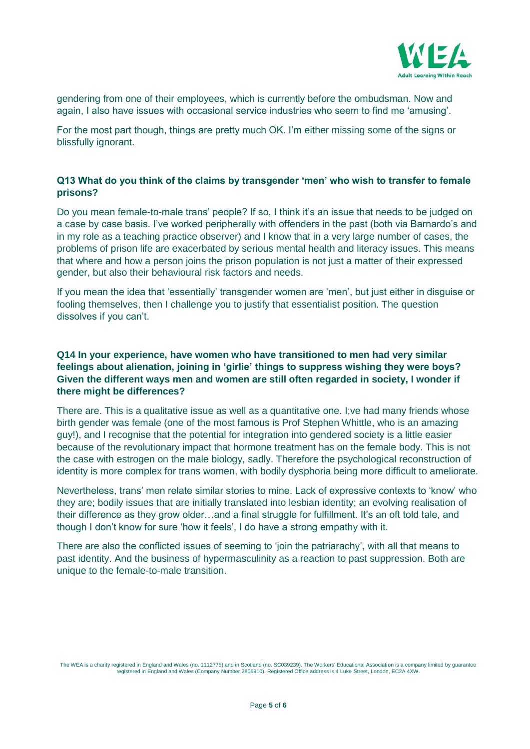gendering from one of their employees, which is currently before the ombudsman. Now and again, I also have issues with occasional service industries who seem to find me 'amusing'.

For the most part though, things are pretty much OK. I'm either missing some of the signs or blissfully ignorant.

### Q13 What do you think of the claims by transgender 'men' who wish to transfer to female prisons?

Do you mean female-to-male trans' people? If so, I think it's an issue that needs to be judged on a case by case basis. I've worked peripherally with offenders in the past (both via Barnardo's and in my role as a teaching practice observer) and I know that in a very large number of cases, the problems of prison life are exacerbated by serious mental health and literacy issues. This means that where and how a person joins the prison population is not just a matter of their expressed gender, but also their behavioural risk factors and needs.

If you mean the idea that 'essentially' transgender women are 'men', but just either in disguise or fooling themselves, then I challenge you to justify that essentialist position. The question dissolves if you can't.

### Q14 In your experience, have women who have transitioned to men had very similar feelings about alienation, joining in 'girlie' things to suppress wishing they were boys? Given the different ways men and women are still often regarded in society, I wonder if there might be differences?

There are. This is a qualitative issue as well as a quantitative one. I;ve had many friends whose birth gender was female (one of the most famous is Prof Stephen Whittle, who is an amazing guy!), and I recognise that the potential for integration into gendered society is a little easier because of the revolutionary impact that hormone treatment has on the female body. This is not the case with estrogen on the male biology, sadly. Therefore the psychological reconstruction of identity is more complex for trans women, with bodily dysphoria being more difficult to ameliorate.

Nevertheless, trans' men relate similar stories to mine. Lack of expressive contexts to 'know' who they are; bodily issues that are initially translated into lesbian identity; an evolving realisation of their difference as they grow older…and a final struggle for fulfillment. It's an oft told tale, and though I don't know for sure 'how it feels', I do have a strong empathy with it.

There are also the conflicted issues of seeming to 'join the patriarchy', with all that means to past identity. And the business of hypermasculinity as a reaction to past suppression. Both are unique to the female-to-male transition.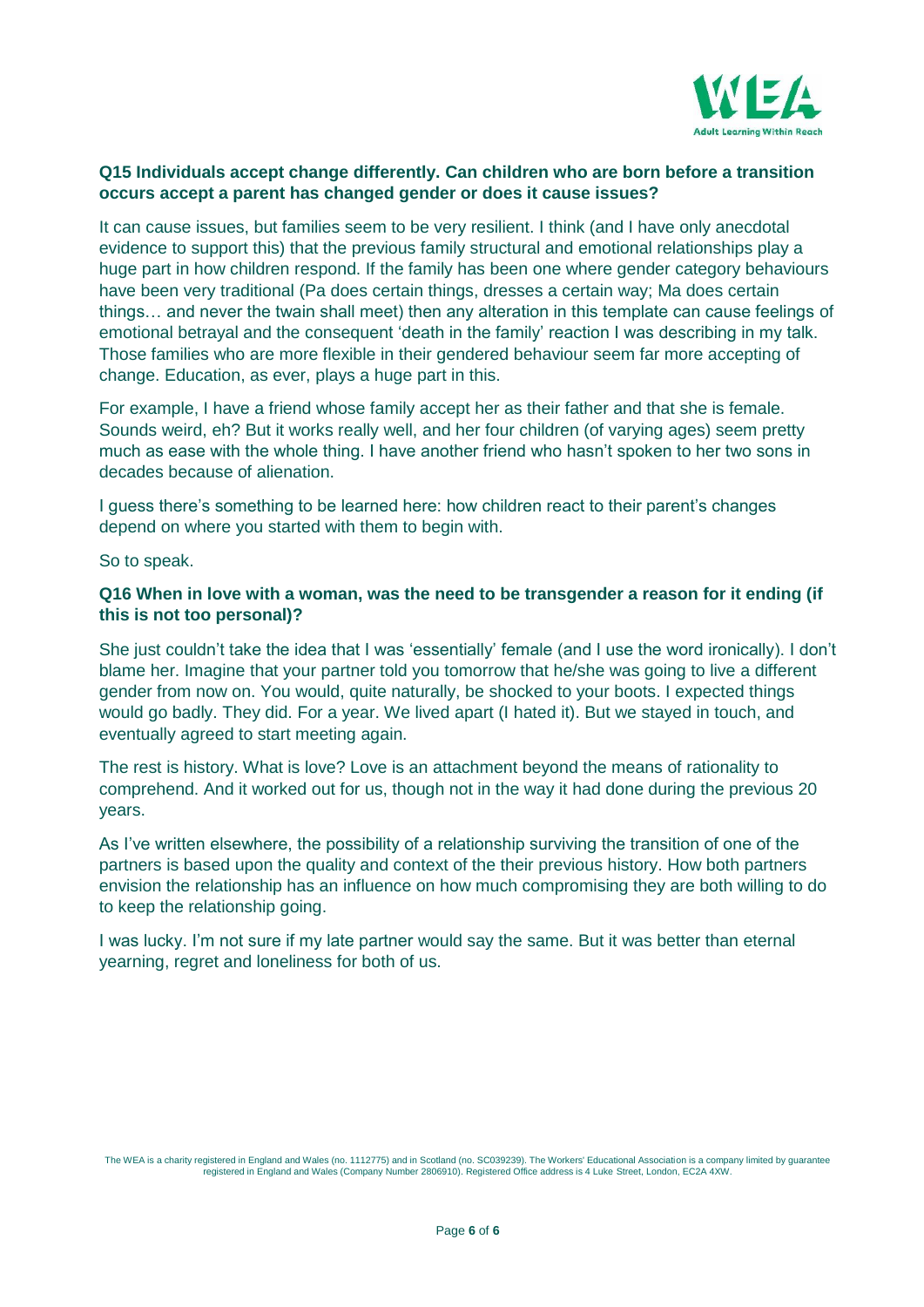**Q15 Individuals accept change differently. Can children who are born before a transition occurs accept a parent has changed gender or does it cause issues?**

It can cause issues, but families seem to be very resilient. I think (and I have only anecdotal evidence to support this) that the previous family structural and emotional relationships play a huge part in how children respond. If the family has been one where gender category behaviours have been very traditional (Pa does certain things, dresses a certain way; Ma does certain things… and never the twain shall meet) then any alteration in this template can cause feelings of emotional betrayal and the consequent 'death in the family' reaction I was describing in my talk. Those families who are more flexible in their gendered behaviour seem far more accepting of change. Education, as ever, plays a huge part in this.

For example, I have a friend whose family accept her as their father and that she is female. Sounds weird, eh? But it works really well, and her four children (of varying ages) seem pretty much as ease with the whole thing. I have another friend who hasn't spoken to her two sons in decades because of alienation.

I guess there's something to be learned here: how children react to their parent's changes depend on where you started with them to begin with.

So to speak.

**Q16 When in love with a woman, was the need to be transgender a reason for it ending (if this is not too personal)?**

She just couldn't take the idea that I was 'essentially' female (and I use the word ironically). I don't blame her. Imagine that your partner told you tomorrow that he/she was going to live a different gender from now on. You would, quite naturally, be shocked to your boots. I expected things would go badly. They did. For a year. We lived apart (I hated it). But we stayed in touch, and eventually agreed to start meeting again.

The rest is history. What is love? Love is an attachment beyond the means of rationality to comprehend. And it worked out for us, though not in the way it had done during the previous 20 years.

As I've written elsewhere, the possibility of a relationship surviving the transition of one of the partners is based upon the quality and context of the their previous history. How both partners envision the relationship has an influence on how much compromising they are both willing to do to keep the relationship going.

I was lucky. I'm not sure if my late partner would say the same. But it was better than eternal yearning, regret and loneliness for both of us.

The WEA is a charity registered in England and Wales (no. 1112775) and in Scotland (no. SC039239). The Workers' Educational Association is a company limited by guarantee registered in England and Wales (Company Number 2806910). Registered Office address is 4 Luke Street, London, EC2A 4XW.